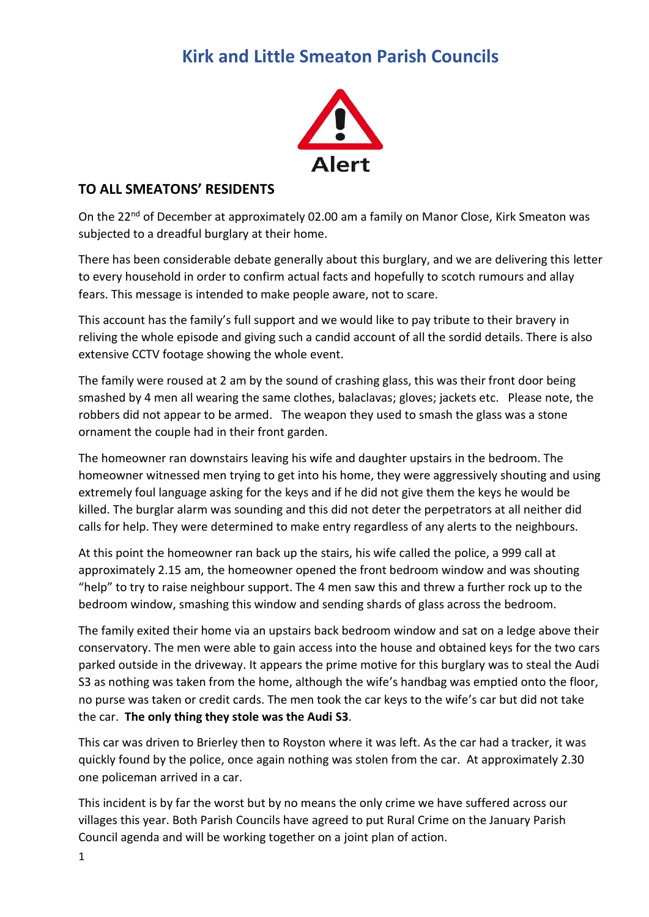# Kirk and Little Smeaton Parish Councils

Alert

## TO ALL SMEATONS' RESIDENTS

On the 22nd of December at approximately 02.00 am a family on Manor Close, Kirk Smeaton was subjected to a dreadful burglary at their home.

There has been considerable debate generally about this burglary, and we are delivering this letter to every household in order to confirm actual facts and hopefully to scotch rumours and allay fears. This message is intended to make people aware, not to scare.

This account has the family's full support and we would like to pay tribute to their bravery in reliving the whole episode and giving such a candid account of all the sordid details. There is also extensive CCTV footage showing the whole event.

The family were roused at 2 am by the sound of crashing glass, this was their front door being smashed by 4 men all wearing the same clothes, balaclavas; gloves; jackets etc. Please note, the robbers did not appear to be armed. The weapon they used to smash the glass was a stone ornament the couple had in their front garden.

The homeowner ran downstairs leaving his wife and daughter upstairs in the bedroom. The homeowner witnessed men trying to get into his home, they were aggressively shouting and using extremely foul language asking for the keys and if he did not give them the keys he would be killed. The burglar alarm was sounding and this did not deter the perpetrators at all neither did calls for help. They were determined to make entry regardless of any alerts to the neighbours.

At this point the homeowner ran back up the stairs, his wife called the police, a 999 call at approximately 2.15 am, the homeowner opened the front bedroom window and was shouting "help" to try to raise neighbour support. The 4 men saw this and threw a further rock up to the bedroom window, smashing this window and sending shards of glass across the bedroom.

The family exited their home via an upstairs back bedroom window and sat on a ledge above their conservatory. The men were able to gain access into the house and obtained keys for the two cars parked outside in the driveway. It appears the prime motive for this burglary was to steal the Audi S3 as nothing was taken from the home, although the wife's handbag was emptied onto the floor, no purse was taken or credit cards. The men took the car keys to the wife's car but did not take the car. **The only thing they stole was the Audi S3**.

This car was driven to Brierley then to Royston where it was left. As the car had a tracker, it was quickly found by the police, once again nothing was stolen from the car. At approximately 2.30 one policeman arrived in a car.

This incident is by far the worst but by no means the only crime we have suffered across our villages this year. Both Parish Councils have agreed to put Rural Crime on the January Parish Council agenda and will be working together on a joint plan of action.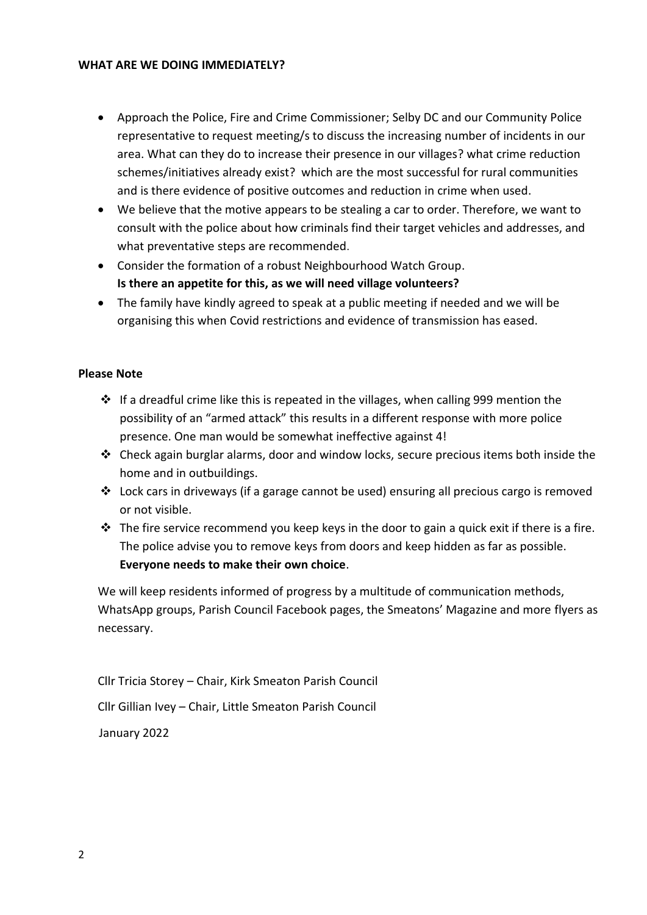**WHAT ARE WE DOING IMMEDIATELY?**

- Approach the Police, Fire and Crime Commissioner; Selby DC and our Community Police representative to request meeting/s to discuss the increasing number of incidents in our area. What can they do to increase their presence in our villages? what crime reduction schemes/initiatives already exist? which are the most successful for rural communities and is there evidence of positive outcomes and reduction in crime when used.
- We believe that the motive appears to be stealing a car to order. Therefore, we want to consult with the police about how criminals find their target vehicles and addresses, and what preventative steps are recommended.
- Consider the formation of a robust Neighbourhood Watch Group. **Is there an appetite for this, as we will need village volunteers?**
- The family have kindly agreed to speak at a public meeting if needed and we will be organising this when Covid restrictions and evidence of transmission has eased.

**Please Note**

- If a dreadful crime like this is repeated in the villages, when calling 999 mention the possibility of an "armed attack" this results in a different response with more police presence. One man would be somewhat ineffective against 4!
- Check again burglar alarms, door and window locks, secure precious items both inside the home and in outbuildings.
- Lock cars in driveways (if a garage cannot be used) ensuring all precious cargo is removed or not visible.
- The fire service recommend you keep keys in the door to gain a quick exit if there is a fire. The police advise you to remove keys from doors and keep hidden as far as possible. **Everyone needs to make their own choice**.

We will keep residents informed of progress by a multitude of communication methods, WhatsApp groups, Parish Council Facebook pages, the Smeatons' Magazine and more flyers as necessary.

Cllr Tricia Storey – Chair, Kirk Smeaton Parish Council

Cllr Gillian Ivey – Chair, Little Smeaton Parish Council

January 2022